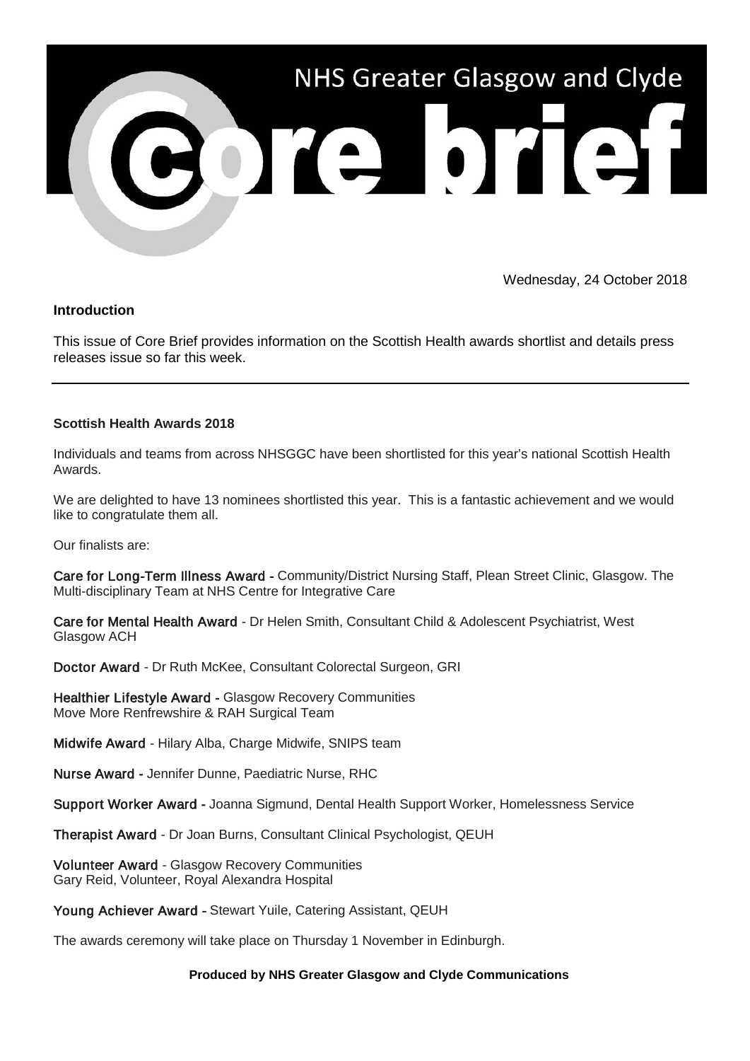# NHS Greater Glasgow and Clyde Core brief

Wednesday, 24 October 2018

**Introduction**

This issue of Core Brief provides information on the Scottish Health awards shortlist and details press releases issue so far this week.

---

**Scottish Health Awards 2018**

Individuals and teams from across NHSGGC have been shortlisted for this year's national Scottish Health Awards.

We are delighted to have 13 nominees shortlisted this year. This is a fantastic achievement and we would like to congratulate them all.

Our finalists are:

**Care for Long-Term Illness Award** - Community/District Nursing Staff, Plean Street Clinic, Glasgow. The Multi-disciplinary Team at NHS Centre for Integrative Care

**Care for Mental Health Award** - Dr Helen Smith, Consultant Child & Adolescent Psychiatrist, West Glasgow ACH

**Doctor Award** - Dr Ruth McKee, Consultant Colorectal Surgeon, GRI

**Healthier Lifestyle Award** - Glasgow Recovery Communities
Move More Renfrewshire & RAH Surgical Team

**Midwife Award** - Hilary Alba, Charge Midwife, SNIPS team

**Nurse Award** - Jennifer Dunne, Paediatric Nurse, RHC

**Support Worker Award** - Joanna Sigmund, Dental Health Support Worker, Homelessness Service

**Therapist Award** - Dr Joan Burns, Consultant Clinical Psychologist, QEUH

**Volunteer Award** - Glasgow Recovery Communities
Gary Reid, Volunteer, Royal Alexandra Hospital

**Young Achiever Award** - Stewart Yuile, Catering Assistant, QEUH

The awards ceremony will take place on Thursday 1 November in Edinburgh.

**Produced by NHS Greater Glasgow and Clyde Communications**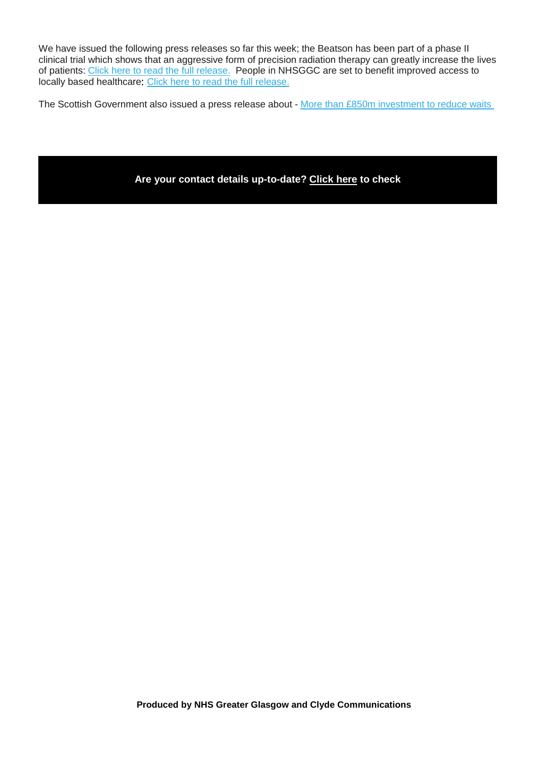We have issued the following press releases so far this week; the Beatson has been part of a phase II clinical trial which shows that an aggressive form of precision radiation therapy can greatly increase the lives of patients: Click here to read the full release. People in NHSGGC are set to benefit improved access to locally based healthcare: Click here to read the full release.

The Scottish Government also issued a press release about - More than £850m investment to reduce waits

**Are your contact details up-to-date? Click here to check**

**Produced by NHS Greater Glasgow and Clyde Communications**